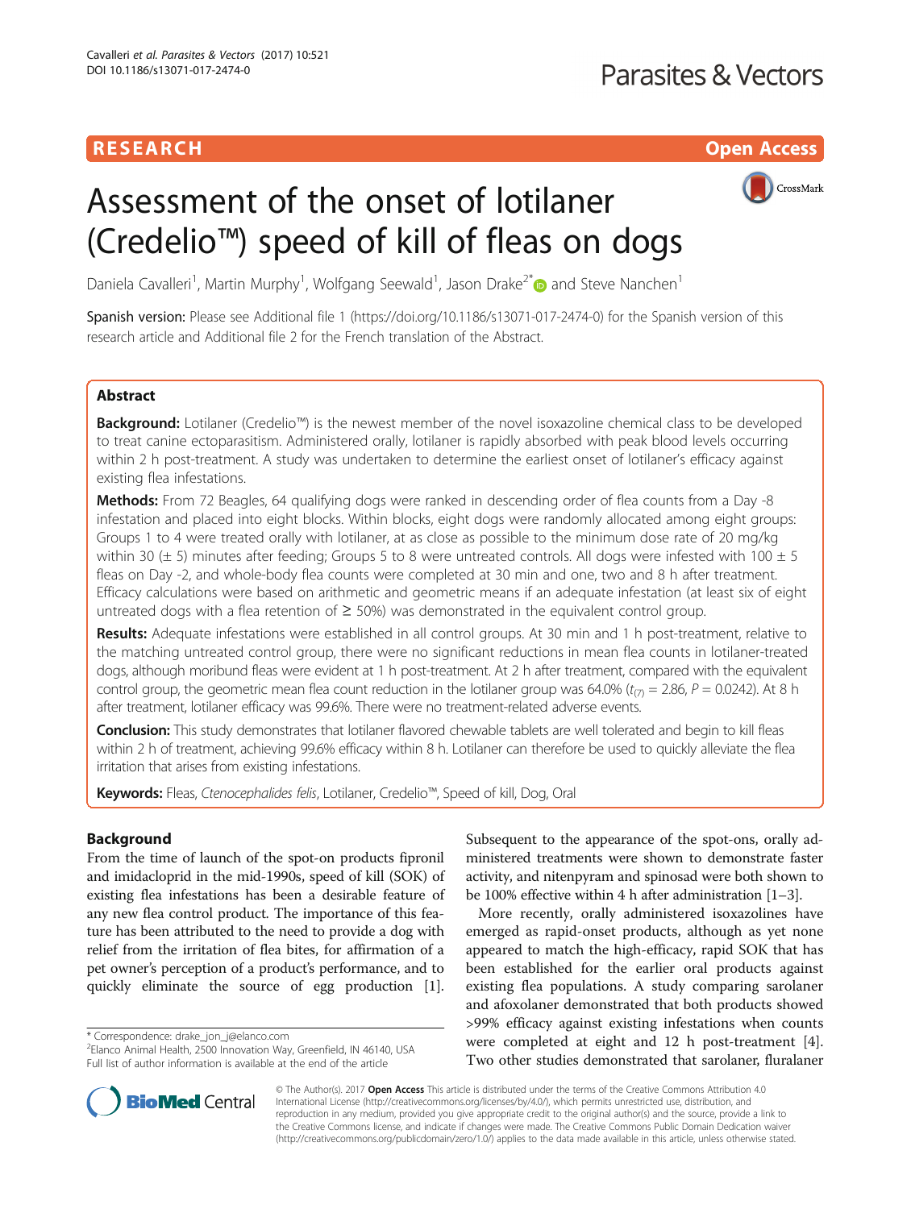RESEARCH Open Access

# Assessment of the onset of lotilaner (Credelio™) speed of kill of fleas on dogs

Daniela Cavalleri[1], Martin Murphy[1], Wolfgang Seewald[1], Jason Drake[2*] and Steve Nanchen[1]

Spanish version: Please see Additional file 1 (https://doi.org/10.1186/s13071-017-2474-0) for the Spanish version of this research article and Additional file 2 for the French translation of the Abstract.

## Abstract

**Background:** Lotilaner (Credelio™) is the newest member of the novel isoxazoline chemical class to be developed to treat canine ectoparasitism. Administered orally, lotilaner is rapidly absorbed with peak blood levels occurring within 2 h post-treatment. A study was undertaken to determine the earliest onset of lotilaner's efficacy against existing flea infestations.

**Methods:** From 72 Beagles, 64 qualifying dogs were ranked in descending order of flea counts from a Day -8 infestation and placed into eight blocks. Within blocks, eight dogs were randomly allocated among eight groups: Groups 1 to 4 were treated orally with lotilaner, at as close as possible to the minimum dose rate of 20 mg/kg within 30 (± 5) minutes after feeding; Groups 5 to 8 were untreated controls. All dogs were infested with 100 ± 5 fleas on Day -2, and whole-body flea counts were completed at 30 min and one, two and 8 h after treatment. Efficacy calculations were based on arithmetic and geometric means if an adequate infestation (at least six of eight untreated dogs with a flea retention of ≥ 50%) was demonstrated in the equivalent control group.

**Results:** Adequate infestations were established in all control groups. At 30 min and 1 h post-treatment, relative to the matching untreated control group, there were no significant reductions in mean flea counts in lotilaner-treated dogs, although moribund fleas were evident at 1 h post-treatment. At 2 h after treatment, compared with the equivalent control group, the geometric mean flea count reduction in the lotilaner group was 64.0% ($t_{(7)} = 2.86$, $P = 0.0242$). At 8 h after treatment, lotilaner efficacy was 99.6%. There were no treatment-related adverse events.

**Conclusion:** This study demonstrates that lotilaner flavored chewable tablets are well tolerated and begin to kill fleas within 2 h of treatment, achieving 99.6% efficacy within 8 h. Lotilaner can therefore be used to quickly alleviate the flea irritation that arises from existing infestations.

**Keywords:** Fleas, *Ctenocephalides felis*, Lotilaner, Credelio™, Speed of kill, Dog, Oral

## Background

From the time of launch of the spot-on products fipronil and imidacloprid in the mid-1990s, speed of kill (SOK) of existing flea infestations has been a desirable feature of any new flea control product. The importance of this feature has been attributed to the need to provide a dog with relief from the irritation of flea bites, for affirmation of a pet owner's perception of a product's performance, and to quickly eliminate the source of egg production [1]. Subsequent to the appearance of the spot-ons, orally administered treatments were shown to demonstrate faster activity, and nitenpyram and spinosad were both shown to be 100% effective within 4 h after administration [1–3].

More recently, orally administered isoxazolines have emerged as rapid-onset products, although as yet none appeared to match the high-efficacy, rapid SOK that has been established for the earlier oral products against existing flea populations. A study comparing sarolaner and afoxolaner demonstrated that both products showed >99% efficacy against existing infestations when counts were completed at eight and 12 h post-treatment [4]. Two other studies demonstrated that sarolaner, fluralaner

\* Correspondence: drake_jon_j@elanco.com
[2]Elanco Animal Health, 2500 Innovation Way, Greenfield, IN 46140, USA
Full list of author information is available at the end of the article

© The Author(s). 2017 **Open Access** This article is distributed under the terms of the Creative Commons Attribution 4.0 International License (http://creativecommons.org/licenses/by/4.0/), which permits unrestricted use, distribution, and reproduction in any medium, provided you give appropriate credit to the original author(s) and the source, provide a link to the Creative Commons license, and indicate if changes were made. The Creative Commons Public Domain Dedication waiver (http://creativecommons.org/publicdomain/zero/1.0/) applies to the data made available in this article, unless otherwise stated.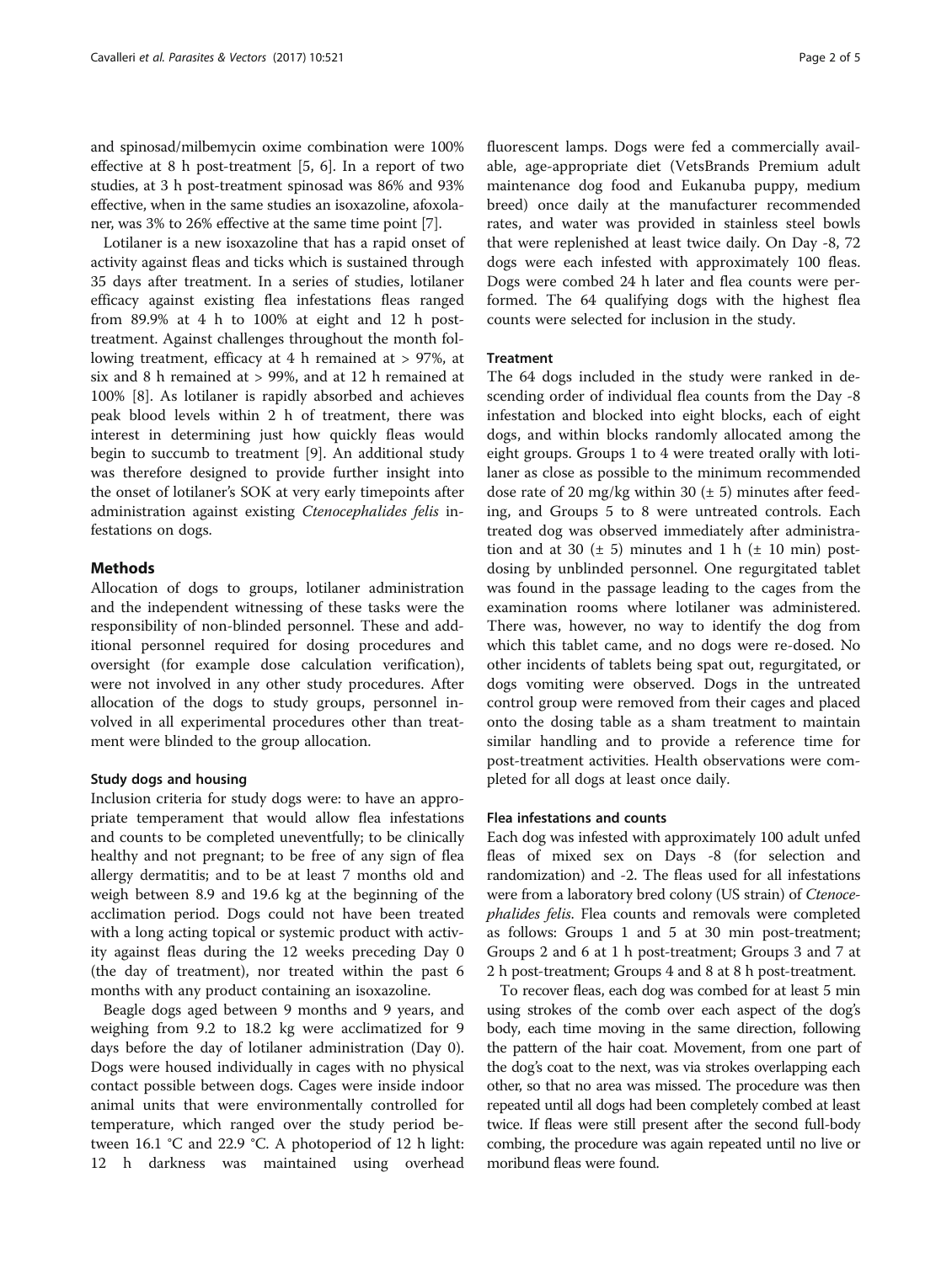and spinosad/milbemycin oxime combination were 100% effective at 8 h post-treatment [5, 6]. In a report of two studies, at 3 h post-treatment spinosad was 86% and 93% effective, when in the same studies an isoxazoline, afoxolaner, was 3% to 26% effective at the same time point [7].

Lotilaner is a new isoxazoline that has a rapid onset of activity against fleas and ticks which is sustained through 35 days after treatment. In a series of studies, lotilaner efficacy against existing flea infestations fleas ranged from 89.9% at 4 h to 100% at eight and 12 h post-treatment. Against challenges throughout the month following treatment, efficacy at 4 h remained at > 97%, at six and 8 h remained at > 99%, and at 12 h remained at 100% [8]. As lotilaner is rapidly absorbed and achieves peak blood levels within 2 h of treatment, there was interest in determining just how quickly fleas would begin to succumb to treatment [9]. An additional study was therefore designed to provide further insight into the onset of lotilaner's SOK at very early timepoints after administration against existing *Ctenocephalides felis* infestations on dogs.

## Methods

Allocation of dogs to groups, lotilaner administration and the independent witnessing of these tasks were the responsibility of non-blinded personnel. These and additional personnel required for dosing procedures and oversight (for example dose calculation verification), were not involved in any other study procedures. After allocation of the dogs to study groups, personnel involved in all experimental procedures other than treatment were blinded to the group allocation.

### Study dogs and housing

Inclusion criteria for study dogs were: to have an appropriate temperament that would allow flea infestations and counts to be completed uneventfully; to be clinically healthy and not pregnant; to be free of any sign of flea allergy dermatitis; and to be at least 7 months old and weigh between 8.9 and 19.6 kg at the beginning of the acclimation period. Dogs could not have been treated with a long acting topical or systemic product with activity against fleas during the 12 weeks preceding Day 0 (the day of treatment), nor treated within the past 6 months with any product containing an isoxazoline.

Beagle dogs aged between 9 months and 9 years, and weighing from 9.2 to 18.2 kg were acclimatized for 9 days before the day of lotilaner administration (Day 0). Dogs were housed individually in cages with no physical contact possible between dogs. Cages were inside indoor animal units that were environmentally controlled for temperature, which ranged over the study period between 16.1 °C and 22.9 °C. A photoperiod of 12 h light: 12 h darkness was maintained using overhead fluorescent lamps. Dogs were fed a commercially available, age-appropriate diet (VetsBrands Premium adult maintenance dog food and Eukanuba puppy, medium breed) once daily at the manufacturer recommended rates, and water was provided in stainless steel bowls that were replenished at least twice daily. On Day -8, 72 dogs were each infested with approximately 100 fleas. Dogs were combed 24 h later and flea counts were performed. The 64 qualifying dogs with the highest flea counts were selected for inclusion in the study.

### Treatment

The 64 dogs included in the study were ranked in descending order of individual flea counts from the Day -8 infestation and blocked into eight blocks, each of eight dogs, and within blocks randomly allocated among the eight groups. Groups 1 to 4 were treated orally with lotilaner as close as possible to the minimum recommended dose rate of 20 mg/kg within 30 (± 5) minutes after feeding, and Groups 5 to 8 were untreated controls. Each treated dog was observed immediately after administration and at 30 (± 5) minutes and 1 h (± 10 min) post-dosing by unblinded personnel. One regurgitated tablet was found in the passage leading to the cages from the examination rooms where lotilaner was administered. There was, however, no way to identify the dog from which this tablet came, and no dogs were re-dosed. No other incidents of tablets being spat out, regurgitated, or dogs vomiting were observed. Dogs in the untreated control group were removed from their cages and placed onto the dosing table as a sham treatment to maintain similar handling and to provide a reference time for post-treatment activities. Health observations were completed for all dogs at least once daily.

### Flea infestations and counts

Each dog was infested with approximately 100 adult unfed fleas of mixed sex on Days -8 (for selection and randomization) and -2. The fleas used for all infestations were from a laboratory bred colony (US strain) of *Ctenocephalides felis*. Flea counts and removals were completed as follows: Groups 1 and 5 at 30 min post-treatment; Groups 2 and 6 at 1 h post-treatment; Groups 3 and 7 at 2 h post-treatment; Groups 4 and 8 at 8 h post-treatment.

To recover fleas, each dog was combed for at least 5 min using strokes of the comb over each aspect of the dog's body, each time moving in the same direction, following the pattern of the hair coat. Movement, from one part of the dog's coat to the next, was via strokes overlapping each other, so that no area was missed. The procedure was then repeated until all dogs had been completely combed at least twice. If fleas were still present after the second full-body combing, the procedure was again repeated until no live or moribund fleas were found.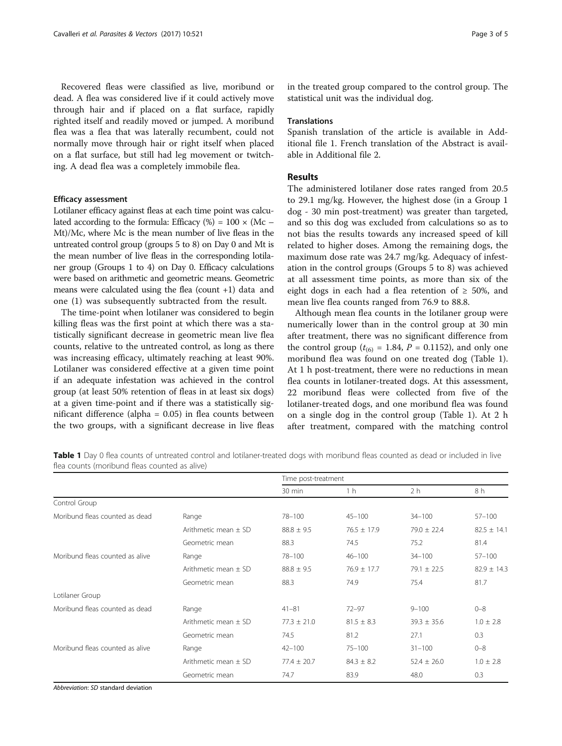Recovered fleas were classified as live, moribund or dead. A flea was considered live if it could actively move through hair and if placed on a flat surface, rapidly righted itself and readily moved or jumped. A moribund flea was a flea that was laterally recumbent, could not normally move through hair or right itself when placed on a flat surface, but still had leg movement or twitching. A dead flea was a completely immobile flea.

### Efficacy assessment

Lotilaner efficacy against fleas at each time point was calculated according to the formula: Efficacy (%) = $100 \times (Mc - Mt)/Mc$, where Mc is the mean number of live fleas in the untreated control group (groups 5 to 8) on Day 0 and Mt is the mean number of live fleas in the corresponding lotilaner group (Groups 1 to 4) on Day 0. Efficacy calculations were based on arithmetic and geometric means. Geometric means were calculated using the flea (count +1) data and one (1) was subsequently subtracted from the result.

The time-point when lotilaner was considered to begin killing fleas was the first point at which there was a statistically significant decrease in geometric mean live flea counts, relative to the untreated control, as long as there was increasing efficacy, ultimately reaching at least 90%. Lotilaner was considered effective at a given time point if an adequate infestation was achieved in the control group (at least 50% retention of fleas in at least six dogs) at a given time-point and if there was a statistically significant difference (alpha = 0.05) in flea counts between the two groups, with a significant decrease in live fleas in the treated group compared to the control group. The statistical unit was the individual dog.

### Translations

Spanish translation of the article is available in Additional file 1. French translation of the Abstract is available in Additional file 2.

## Results

The administered lotilaner dose rates ranged from 20.5 to 29.1 mg/kg. However, the highest dose (in a Group 1 dog - 30 min post-treatment) was greater than targeted, and so this dog was excluded from calculations so as to not bias the results towards any increased speed of kill related to higher doses. Among the remaining dogs, the maximum dose rate was 24.7 mg/kg. Adequacy of infestation in the control groups (Groups 5 to 8) was achieved at all assessment time points, as more than six of the eight dogs in each had a flea retention of ≥ 50%, and mean live flea counts ranged from 76.9 to 88.8.

Although mean flea counts in the lotilaner group were numerically lower than in the control group at 30 min after treatment, there was no significant difference from the control group ($t_{(6)} = 1.84$, $P = 0.1152$), and only one moribund flea was found on one treated dog (Table 1). At 1 h post-treatment, there were no reductions in mean flea counts in lotilaner-treated dogs. At this assessment, 22 moribund fleas were collected from five of the lotilaner-treated dogs, and one moribund flea was found on a single dog in the control group (Table 1). At 2 h after treatment, compared with the matching control

**Table 1** Day 0 flea counts of untreated control and lotilaner-treated dogs with moribund fleas counted as dead or included in live flea counts (moribund fleas counted as alive)

| | | Time post-treatment | | | |
|---|---|---|---|---|---|
| | | 30 min | 1 h | 2 h | 8 h |
| Control Group | | | | | |
| Moribund fleas counted as dead | Range | 78–100 | 45–100 | 34–100 | 57–100 |
| | Arithmetic mean ± SD | 88.8 ± 9.5 | 76.5 ± 17.9 | 79.0 ± 22.4 | 82.5 ± 14.1 |
| | Geometric mean | 88.3 | 74.5 | 75.2 | 81.4 |
| Moribund fleas counted as alive | Range | 78–100 | 46–100 | 34–100 | 57–100 |
| | Arithmetic mean ± SD | 88.8 ± 9.5 | 76.9 ± 17.7 | 79.1 ± 22.5 | 82.9 ± 14.3 |
| | Geometric mean | 88.3 | 74.9 | 75.4 | 81.7 |
| Lotilaner Group | | | | | |
| Moribund fleas counted as dead | Range | 41–81 | 72–97 | 9–100 | 0–8 |
| | Arithmetic mean ± SD | 77.3 ± 21.0 | 81.5 ± 8.3 | 39.3 ± 35.6 | 1.0 ± 2.8 |
| | Geometric mean | 74.5 | 81.2 | 27.1 | 0.3 |
| Moribund fleas counted as alive | Range | 42–100 | 75–100 | 31–100 | 0–8 |
| | Arithmetic mean ± SD | 77.4 ± 20.7 | 84.3 ± 8.2 | 52.4 ± 26.0 | 1.0 ± 2.8 |
| | Geometric mean | 74.7 | 83.9 | 48.0 | 0.3 |

*Abbreviation*: *SD* standard deviation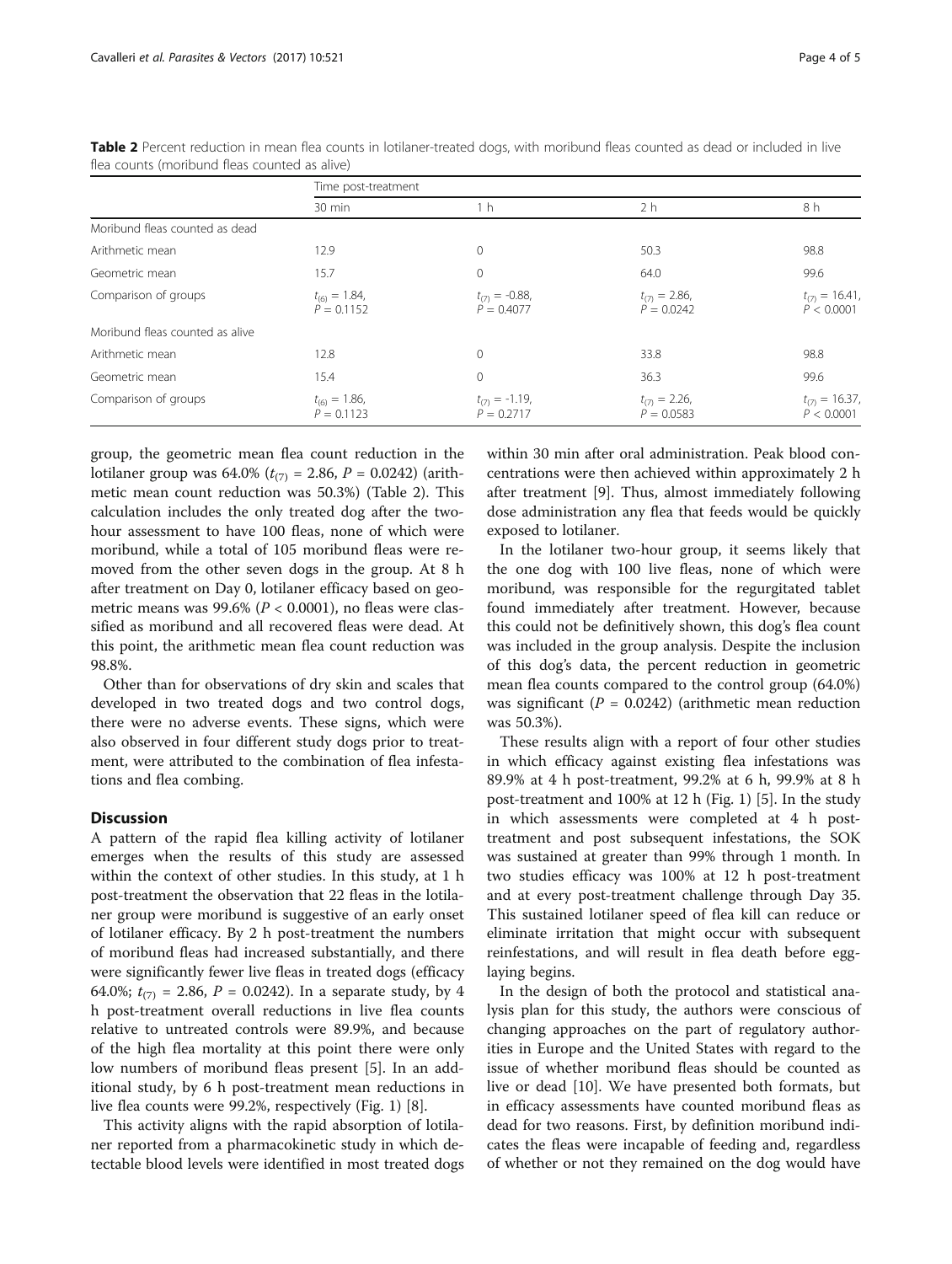**Table 2** Percent reduction in mean flea counts in lotilaner-treated dogs, with moribund fleas counted as dead or included in live flea counts (moribund fleas counted as alive)

| | Time post-treatment | | | |
|---|---|---|---|---|
| | 30 min | 1 h | 2 h | 8 h |
| Moribund fleas counted as dead | | | | |
| Arithmetic mean | 12.9 | 0 | 50.3 | 98.8 |
| Geometric mean | 15.7 | 0 | 64.0 | 99.6 |
| Comparison of groups | $t_{(6)} = 1.84$, $P = 0.1152$ | $t_{(7)} = -0.88$, $P = 0.4077$ | $t_{(7)} = 2.86$, $P = 0.0242$ | $t_{(7)} = 16.41$, $P < 0.0001$ |
| Moribund fleas counted as alive | | | | |
| Arithmetic mean | 12.8 | 0 | 33.8 | 98.8 |
| Geometric mean | 15.4 | 0 | 36.3 | 99.6 |
| Comparison of groups | $t_{(6)} = 1.86$, $P = 0.1123$ | $t_{(7)} = -1.19$, $P = 0.2717$ | $t_{(7)} = 2.26$, $P = 0.0583$ | $t_{(7)} = 16.37$, $P < 0.0001$ |

group, the geometric mean flea count reduction in the lotilaner group was 64.0% ($t_{(7)} = 2.86$, $P = 0.0242$) (arithmetic mean count reduction was 50.3%) (Table 2). This calculation includes the only treated dog after the two-hour assessment to have 100 fleas, none of which were moribund, while a total of 105 moribund fleas were removed from the other seven dogs in the group. At 8 h after treatment on Day 0, lotilaner efficacy based on geometric means was 99.6% ($P < 0.0001$), no fleas were classified as moribund and all recovered fleas were dead. At this point, the arithmetic mean flea count reduction was 98.8%.

Other than for observations of dry skin and scales that developed in two treated dogs and two control dogs, there were no adverse events. These signs, which were also observed in four different study dogs prior to treatment, were attributed to the combination of flea infestations and flea combing.

## Discussion

A pattern of the rapid flea killing activity of lotilaner emerges when the results of this study are assessed within the context of other studies. In this study, at 1 h post-treatment the observation that 22 fleas in the lotilaner group were moribund is suggestive of an early onset of lotilaner efficacy. By 2 h post-treatment the numbers of moribund fleas had increased substantially, and there were significantly fewer live fleas in treated dogs (efficacy 64.0%; $t_{(7)} = 2.86$, $P = 0.0242$). In a separate study, by 4 h post-treatment overall reductions in live flea counts relative to untreated controls were 89.9%, and because of the high flea mortality at this point there were only low numbers of moribund fleas present [5]. In an additional study, by 6 h post-treatment mean reductions in live flea counts were 99.2%, respectively (Fig. 1) [8].

This activity aligns with the rapid absorption of lotilaner reported from a pharmacokinetic study in which detectable blood levels were identified in most treated dogs within 30 min after oral administration. Peak blood concentrations were then achieved within approximately 2 h after treatment [9]. Thus, almost immediately following dose administration any flea that feeds would be quickly exposed to lotilaner.

In the lotilaner two-hour group, it seems likely that the one dog with 100 live fleas, none of which were moribund, was responsible for the regurgitated tablet found immediately after treatment. However, because this could not be definitively shown, this dog's flea count was included in the group analysis. Despite the inclusion of this dog's data, the percent reduction in geometric mean flea counts compared to the control group (64.0%) was significant ($P = 0.0242$) (arithmetic mean reduction was 50.3%).

These results align with a report of four other studies in which efficacy against existing flea infestations was 89.9% at 4 h post-treatment, 99.2% at 6 h, 99.9% at 8 h post-treatment and 100% at 12 h (Fig. 1) [5]. In the study in which assessments were completed at 4 h post-treatment and post subsequent infestations, the SOK was sustained at greater than 99% through 1 month. In two studies efficacy was 100% at 12 h post-treatment and at every post-treatment challenge through Day 35. This sustained lotilaner speed of flea kill can reduce or eliminate irritation that might occur with subsequent reinfestations, and will result in flea death before egg-laying begins.

In the design of both the protocol and statistical analysis plan for this study, the authors were conscious of changing approaches on the part of regulatory authorities in Europe and the United States with regard to the issue of whether moribund fleas should be counted as live or dead [10]. We have presented both formats, but in efficacy assessments have counted moribund fleas as dead for two reasons. First, by definition moribund indicates the fleas were incapable of feeding and, regardless of whether or not they remained on the dog would have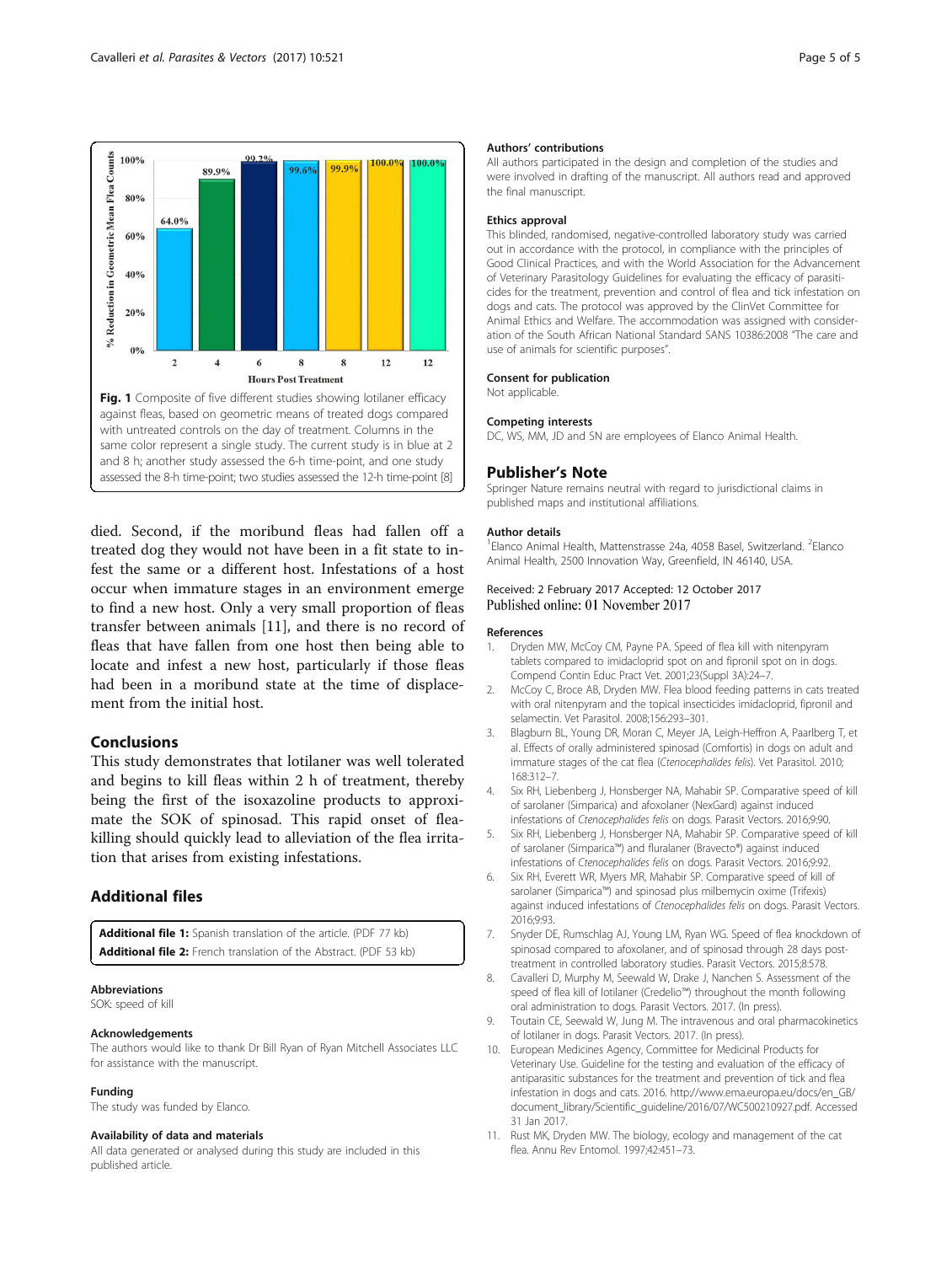% Reduction in Geometric Mean Flea Counts

100%

80%

60%

40%

20%

0%

64.0%

89.9%

99.2%

99.6%

99.9%

100.0%

100.0%

2

4

6

8

8

12

12

Hours Post Treatment

**Fig. 1** Composite of five different studies showing lotilaner efficacy against fleas, based on geometric means of treated dogs compared with untreated controls on the day of treatment. Columns in the same color represent a single study. The current study is in blue at 2 and 8 h; another study assessed the 6-h time-point, and one study assessed the 8-h time-point; two studies assessed the 12-h time-point [8]

died. Second, if the moribund fleas had fallen off a treated dog they would not have been in a fit state to infest the same or a different host. Infestations of a host occur when immature stages in an environment emerge to find a new host. Only a very small proportion of fleas transfer between animals [11], and there is no record of fleas that have fallen from one host then being able to locate and infest a new host, particularly if those fleas had been in a moribund state at the time of displacement from the initial host.

## Conclusions

This study demonstrates that lotilaner was well tolerated and begins to kill fleas within 2 h of treatment, thereby being the first of the isoxazoline products to approximate the SOK of spinosad. This rapid onset of flea-killing should quickly lead to alleviation of the flea irritation that arises from existing infestations.

## Additional files

**Additional file 1:** Spanish translation of the article. (PDF 77 kb)

**Additional file 2:** French translation of the Abstract. (PDF 53 kb)

### Abbreviations

SOK: speed of kill

### Acknowledgements

The authors would like to thank Dr Bill Ryan of Ryan Mitchell Associates LLC for assistance with the manuscript.

### Funding

The study was funded by Elanco.

### Availability of data and materials

All data generated or analysed during this study are included in this published article.

### Authors' contributions

All authors participated in the design and completion of the studies and were involved in drafting of the manuscript. All authors read and approved the final manuscript.

### Ethics approval

This blinded, randomised, negative-controlled laboratory study was carried out in accordance with the protocol, in compliance with the principles of Good Clinical Practices, and with the World Association for the Advancement of Veterinary Parasitology Guidelines for evaluating the efficacy of parasiticides for the treatment, prevention and control of flea and tick infestation on dogs and cats. The protocol was approved by the ClinVet Committee for Animal Ethics and Welfare. The accommodation was assigned with consideration of the South African National Standard SANS 10386:2008 "The care and use of animals for scientific purposes".

### Consent for publication

Not applicable.

### Competing interests

DC, WS, MM, JD and SN are employees of Elanco Animal Health.

## Publisher's Note

Springer Nature remains neutral with regard to jurisdictional claims in published maps and institutional affiliations.

### Author details

[1]Elanco Animal Health, Mattenstrasse 24a, 4058 Basel, Switzerland. [2]Elanco Animal Health, 2500 Innovation Way, Greenfield, IN 46140, USA.

Received: 2 February 2017 Accepted: 12 October 2017
Published online: 01 November 2017

### References

1. Dryden MW, McCoy CM, Payne PA. Speed of flea kill with nitenpyram tablets compared to imidacloprid spot on and fipronil spot on in dogs. Compend Contin Educ Pract Vet. 2001;23(Suppl 3A):24–7.
2. McCoy C, Broce AB, Dryden MW. Flea blood feeding patterns in cats treated with oral nitenpyram and the topical insecticides imidacloprid, fipronil and selamectin. Vet Parasitol. 2008;156:293–301.
3. Blagburn BL, Young DR, Moran C, Meyer JA, Leigh-Heffron A, Paarlberg T, et al. Effects of orally administered spinosad (Comfortis) in dogs on adult and immature stages of the cat flea (*Ctenocephalides felis*). Vet Parasitol. 2010;168:312–7.
4. Six RH, Liebenberg J, Honsberger NA, Mahabir SP. Comparative speed of kill of sarolaner (Simparica) and afoxolaner (NexGard) against induced infestations of *Ctenocephalides felis* on dogs. Parasit Vectors. 2016;9:90.
5. Six RH, Liebenberg J, Honsberger NA, Mahabir SP. Comparative speed of kill of sarolaner (Simparica™) and fluralaner (Bravecto®) against induced infestations of *Ctenocephalides felis* on dogs. Parasit Vectors. 2016;9:92.
6. Six RH, Everett WR, Myers MR, Mahabir SP. Comparative speed of kill of sarolaner (Simparica™) and spinosad plus milbemycin oxime (Trifexis) against induced infestations of *Ctenocephalides felis* on dogs. Parasit Vectors. 2016;9:93.
7. Snyder DE, Rumschlag AJ, Young LM, Ryan WG. Speed of flea knockdown of spinosad compared to afoxolaner, and of spinosad through 28 days post-treatment in controlled laboratory studies. Parasit Vectors. 2015;8:578.
8. Cavalleri D, Murphy M, Seewald W, Drake J, Nanchen S. Assessment of the speed of flea kill of lotilaner (Credelio™) throughout the month following oral administration to dogs. Parasit Vectors. 2017. (In press).
9. Toutain CE, Seewald W, Jung M. The intravenous and oral pharmacokinetics of lotilaner in dogs. Parasit Vectors. 2017. (In press).
10. European Medicines Agency, Committee for Medicinal Products for Veterinary Use. Guideline for the testing and evaluation of the efficacy of antiparasitic substances for the treatment and prevention of tick and flea infestation in dogs and cats. 2016. http://www.ema.europa.eu/docs/en_GB/document_library/Scientific_guideline/2016/07/WC500210927.pdf. Accessed 31 Jan 2017.
11. Rust MK, Dryden MW. The biology, ecology and management of the cat flea. Annu Rev Entomol. 1997;42:451–73.